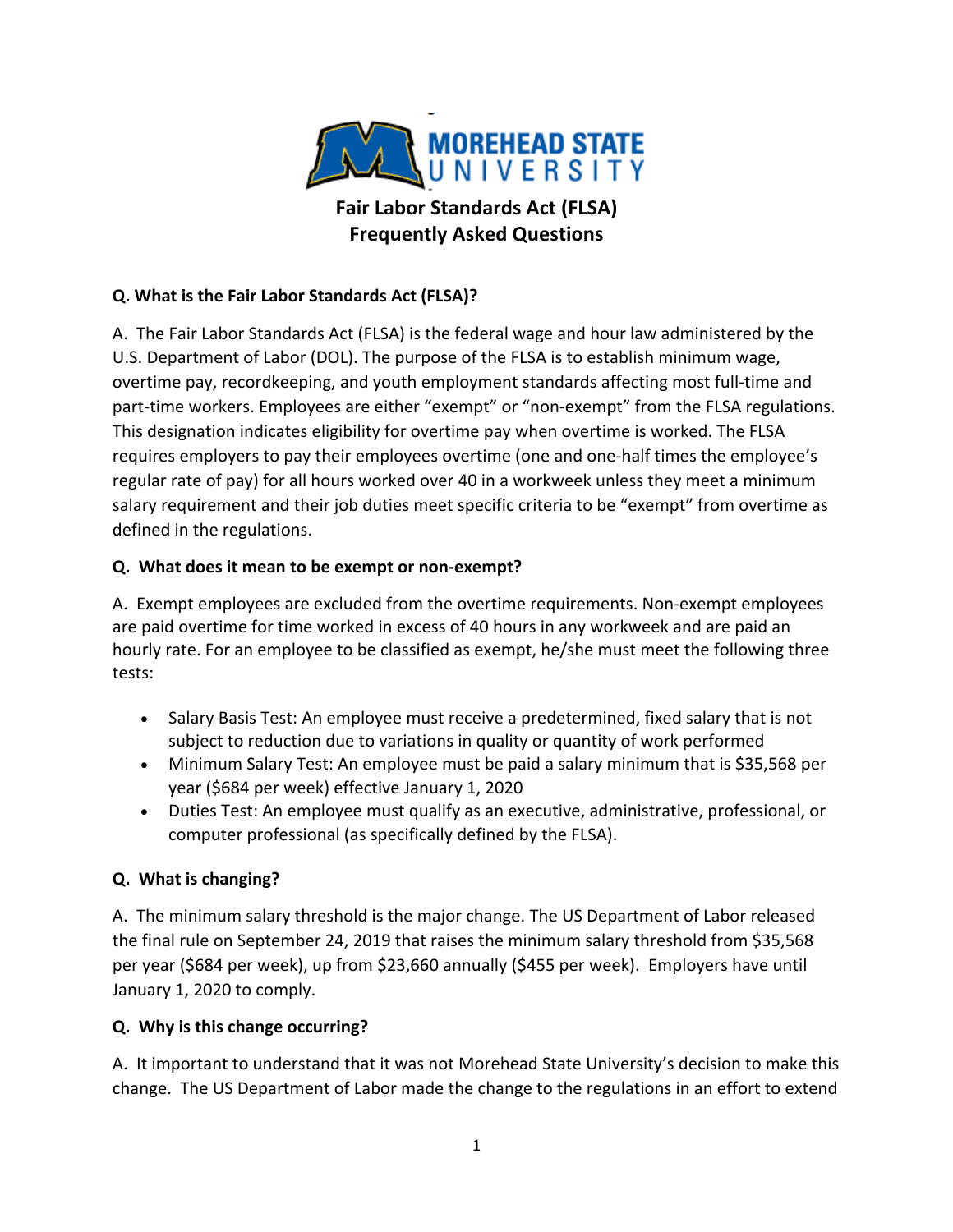# Fair Labor Standards Act (FLSA) Frequently Asked Questions

**Q. What is the Fair Labor Standards Act (FLSA)?**

A. The Fair Labor Standards Act (FLSA) is the federal wage and hour law administered by the U.S. Department of Labor (DOL). The purpose of the FLSA is to establish minimum wage, overtime pay, recordkeeping, and youth employment standards affecting most full-time and part-time workers. Employees are either "exempt" or "non-exempt" from the FLSA regulations. This designation indicates eligibility for overtime pay when overtime is worked. The FLSA requires employers to pay their employees overtime (one and one-half times the employee's regular rate of pay) for all hours worked over 40 in a workweek unless they meet a minimum salary requirement and their job duties meet specific criteria to be "exempt" from overtime as defined in the regulations.

**Q. What does it mean to be exempt or non-exempt?**

A. Exempt employees are excluded from the overtime requirements. Non-exempt employees are paid overtime for time worked in excess of 40 hours in any workweek and are paid an hourly rate. For an employee to be classified as exempt, he/she must meet the following three tests:

- Salary Basis Test: An employee must receive a predetermined, fixed salary that is not subject to reduction due to variations in quality or quantity of work performed
- Minimum Salary Test: An employee must be paid a salary minimum that is $35,568 per year ($684 per week) effective January 1, 2020
- Duties Test: An employee must qualify as an executive, administrative, professional, or computer professional (as specifically defined by the FLSA).

**Q. What is changing?**

A. The minimum salary threshold is the major change. The US Department of Labor released the final rule on September 24, 2019 that raises the minimum salary threshold from $35,568 per year ($684 per week), up from $23,660 annually ($455 per week). Employers have until January 1, 2020 to comply.

**Q. Why is this change occurring?**

A. It important to understand that it was not Morehead State University's decision to make this change. The US Department of Labor made the change to the regulations in an effort to extend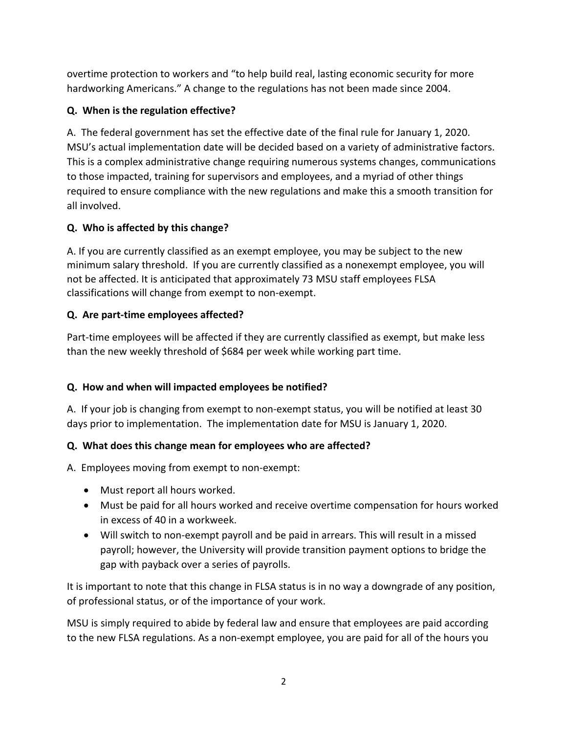overtime protection to workers and "to help build real, lasting economic security for more hardworking Americans." A change to the regulations has not been made since 2004.

**Q. When is the regulation effective?**

A. The federal government has set the effective date of the final rule for January 1, 2020. MSU's actual implementation date will be decided based on a variety of administrative factors. This is a complex administrative change requiring numerous systems changes, communications to those impacted, training for supervisors and employees, and a myriad of other things required to ensure compliance with the new regulations and make this a smooth transition for all involved.

**Q. Who is affected by this change?**

A. If you are currently classified as an exempt employee, you may be subject to the new minimum salary threshold. If you are currently classified as a nonexempt employee, you will not be affected. It is anticipated that approximately 73 MSU staff employees FLSA classifications will change from exempt to non-exempt.

**Q. Are part-time employees affected?**

Part-time employees will be affected if they are currently classified as exempt, but make less than the new weekly threshold of $684 per week while working part time.

**Q. How and when will impacted employees be notified?**

A. If your job is changing from exempt to non-exempt status, you will be notified at least 30 days prior to implementation. The implementation date for MSU is January 1, 2020.

**Q. What does this change mean for employees who are affected?**

A. Employees moving from exempt to non-exempt:

- Must report all hours worked.
- Must be paid for all hours worked and receive overtime compensation for hours worked in excess of 40 in a workweek.
- Will switch to non-exempt payroll and be paid in arrears. This will result in a missed payroll; however, the University will provide transition payment options to bridge the gap with payback over a series of payrolls.

It is important to note that this change in FLSA status is in no way a downgrade of any position, of professional status, or of the importance of your work.

MSU is simply required to abide by federal law and ensure that employees are paid according to the new FLSA regulations. As a non-exempt employee, you are paid for all of the hours you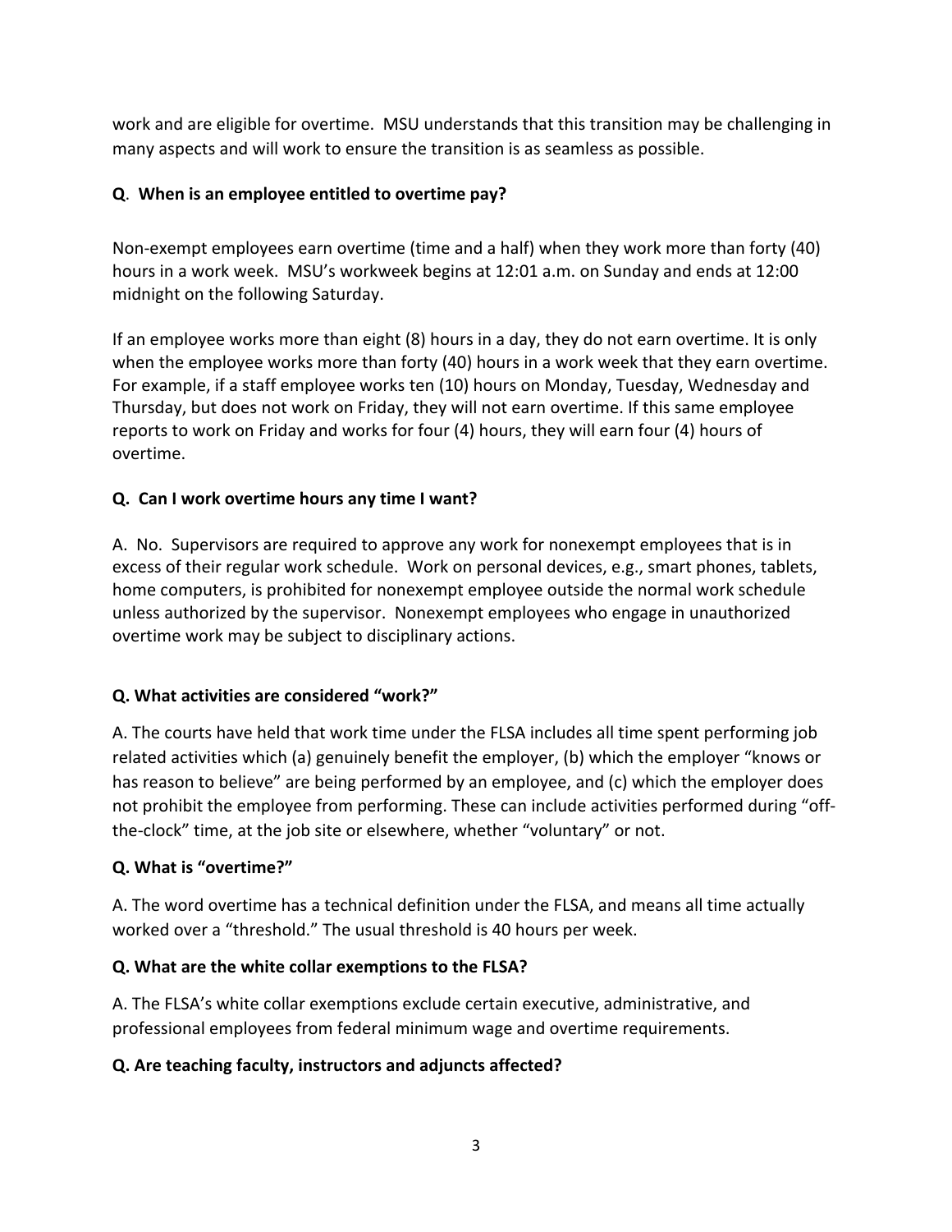work and are eligible for overtime. MSU understands that this transition may be challenging in many aspects and will work to ensure the transition is as seamless as possible.

**Q. When is an employee entitled to overtime pay?**

Non-exempt employees earn overtime (time and a half) when they work more than forty (40) hours in a work week. MSU's workweek begins at 12:01 a.m. on Sunday and ends at 12:00 midnight on the following Saturday.

If an employee works more than eight (8) hours in a day, they do not earn overtime. It is only when the employee works more than forty (40) hours in a work week that they earn overtime. For example, if a staff employee works ten (10) hours on Monday, Tuesday, Wednesday and Thursday, but does not work on Friday, they will not earn overtime. If this same employee reports to work on Friday and works for four (4) hours, they will earn four (4) hours of overtime.

**Q. Can I work overtime hours any time I want?**

A. No. Supervisors are required to approve any work for nonexempt employees that is in excess of their regular work schedule. Work on personal devices, e.g., smart phones, tablets, home computers, is prohibited for nonexempt employee outside the normal work schedule unless authorized by the supervisor. Nonexempt employees who engage in unauthorized overtime work may be subject to disciplinary actions.

**Q. What activities are considered "work?"**

A. The courts have held that work time under the FLSA includes all time spent performing job related activities which (a) genuinely benefit the employer, (b) which the employer "knows or has reason to believe" are being performed by an employee, and (c) which the employer does not prohibit the employee from performing. These can include activities performed during "off-the-clock" time, at the job site or elsewhere, whether "voluntary" or not.

**Q. What is "overtime?"**

A. The word overtime has a technical definition under the FLSA, and means all time actually worked over a "threshold." The usual threshold is 40 hours per week.

**Q. What are the white collar exemptions to the FLSA?**

A. The FLSA's white collar exemptions exclude certain executive, administrative, and professional employees from federal minimum wage and overtime requirements.

**Q. Are teaching faculty, instructors and adjuncts affected?**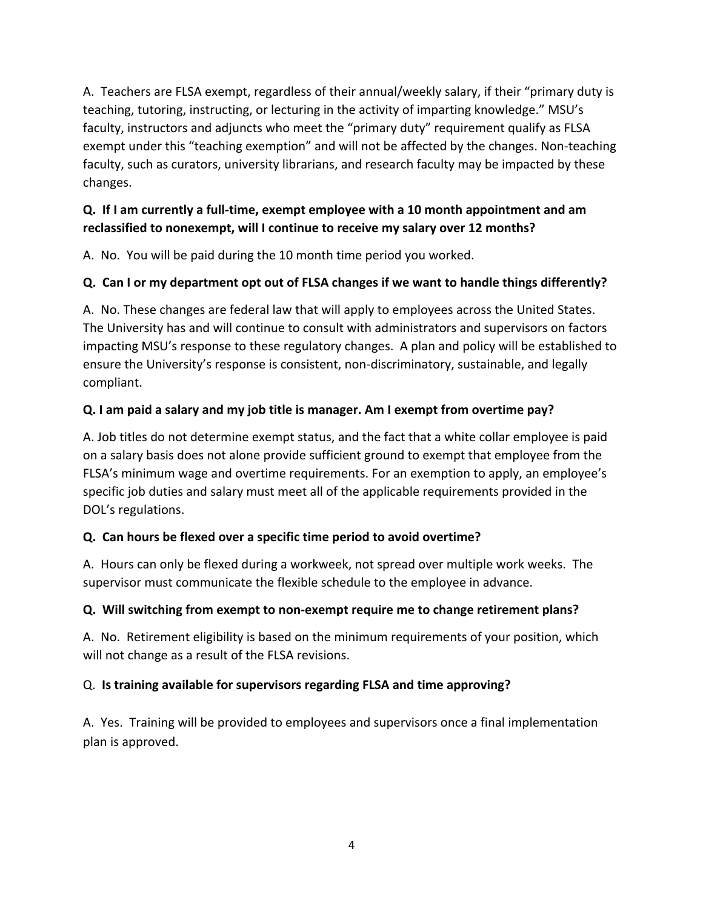A. Teachers are FLSA exempt, regardless of their annual/weekly salary, if their "primary duty is teaching, tutoring, instructing, or lecturing in the activity of imparting knowledge." MSU's faculty, instructors and adjuncts who meet the "primary duty" requirement qualify as FLSA exempt under this "teaching exemption" and will not be affected by the changes. Non-teaching faculty, such as curators, university librarians, and research faculty may be impacted by these changes.

**Q. If I am currently a full-time, exempt employee with a 10 month appointment and am reclassified to nonexempt, will I continue to receive my salary over 12 months?**

A. No. You will be paid during the 10 month time period you worked.

**Q. Can I or my department opt out of FLSA changes if we want to handle things differently?**

A. No. These changes are federal law that will apply to employees across the United States. The University has and will continue to consult with administrators and supervisors on factors impacting MSU's response to these regulatory changes. A plan and policy will be established to ensure the University's response is consistent, non-discriminatory, sustainable, and legally compliant.

**Q. I am paid a salary and my job title is manager. Am I exempt from overtime pay?**

A. Job titles do not determine exempt status, and the fact that a white collar employee is paid on a salary basis does not alone provide sufficient ground to exempt that employee from the FLSA's minimum wage and overtime requirements. For an exemption to apply, an employee's specific job duties and salary must meet all of the applicable requirements provided in the DOL's regulations.

**Q. Can hours be flexed over a specific time period to avoid overtime?**

A. Hours can only be flexed during a workweek, not spread over multiple work weeks. The supervisor must communicate the flexible schedule to the employee in advance.

**Q. Will switching from exempt to non-exempt require me to change retirement plans?**

A. No. Retirement eligibility is based on the minimum requirements of your position, which will not change as a result of the FLSA revisions.

Q. **Is training available for supervisors regarding FLSA and time approving?**

A. Yes. Training will be provided to employees and supervisors once a final implementation plan is approved.